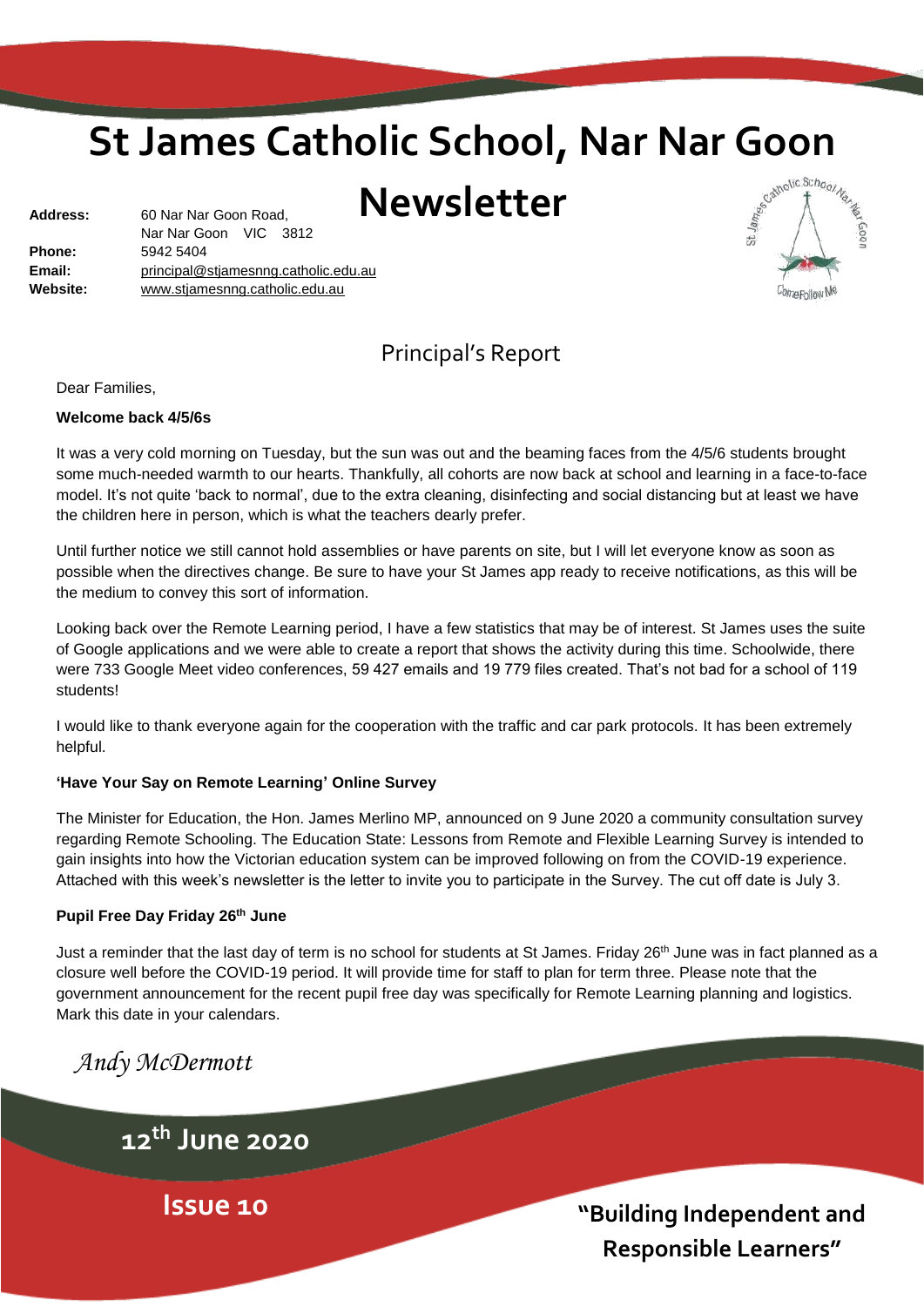# St James Catholic School, Nar Nar Goon

# Newsletter

**Address:** 60 Nar Nar Goon Road, Nar Nar Goon VIC 3812
**Phone:** 5942 5404
**Email:** principal@stjamesnng.catholic.edu.au
**Website:** www.stjamesnng.catholic.edu.au

## Principal's Report

Dear Families,

**Welcome back 4/5/6s**

It was a very cold morning on Tuesday, but the sun was out and the beaming faces from the 4/5/6 students brought some much-needed warmth to our hearts. Thankfully, all cohorts are now back at school and learning in a face-to-face model. It's not quite 'back to normal', due to the extra cleaning, disinfecting and social distancing but at least we have the children here in person, which is what the teachers dearly prefer.

Until further notice we still cannot hold assemblies or have parents on site, but I will let everyone know as soon as possible when the directives change. Be sure to have your St James app ready to receive notifications, as this will be the medium to convey this sort of information.

Looking back over the Remote Learning period, I have a few statistics that may be of interest. St James uses the suite of Google applications and we were able to create a report that shows the activity during this time. Schoolwide, there were 733 Google Meet video conferences, 59 427 emails and 19 779 files created. That's not bad for a school of 119 students!

I would like to thank everyone again for the cooperation with the traffic and car park protocols. It has been extremely helpful.

**'Have Your Say on Remote Learning' Online Survey**

The Minister for Education, the Hon. James Merlino MP, announced on 9 June 2020 a community consultation survey regarding Remote Schooling. The Education State: Lessons from Remote and Flexible Learning Survey is intended to gain insights into how the Victorian education system can be improved following on from the COVID-19 experience. Attached with this week's newsletter is the letter to invite you to participate in the Survey. The cut off date is July 3.

**Pupil Free Day Friday 26th June**

Just a reminder that the last day of term is no school for students at St James. Friday 26th June was in fact planned as a closure well before the COVID-19 period. It will provide time for staff to plan for term three. Please note that the government announcement for the recent pupil free day was specifically for Remote Learning planning and logistics. Mark this date in your calendars.

*Andy McDermott*

**12th June 2020**

**Issue 10**

**"Building Independent and Responsible Learners"**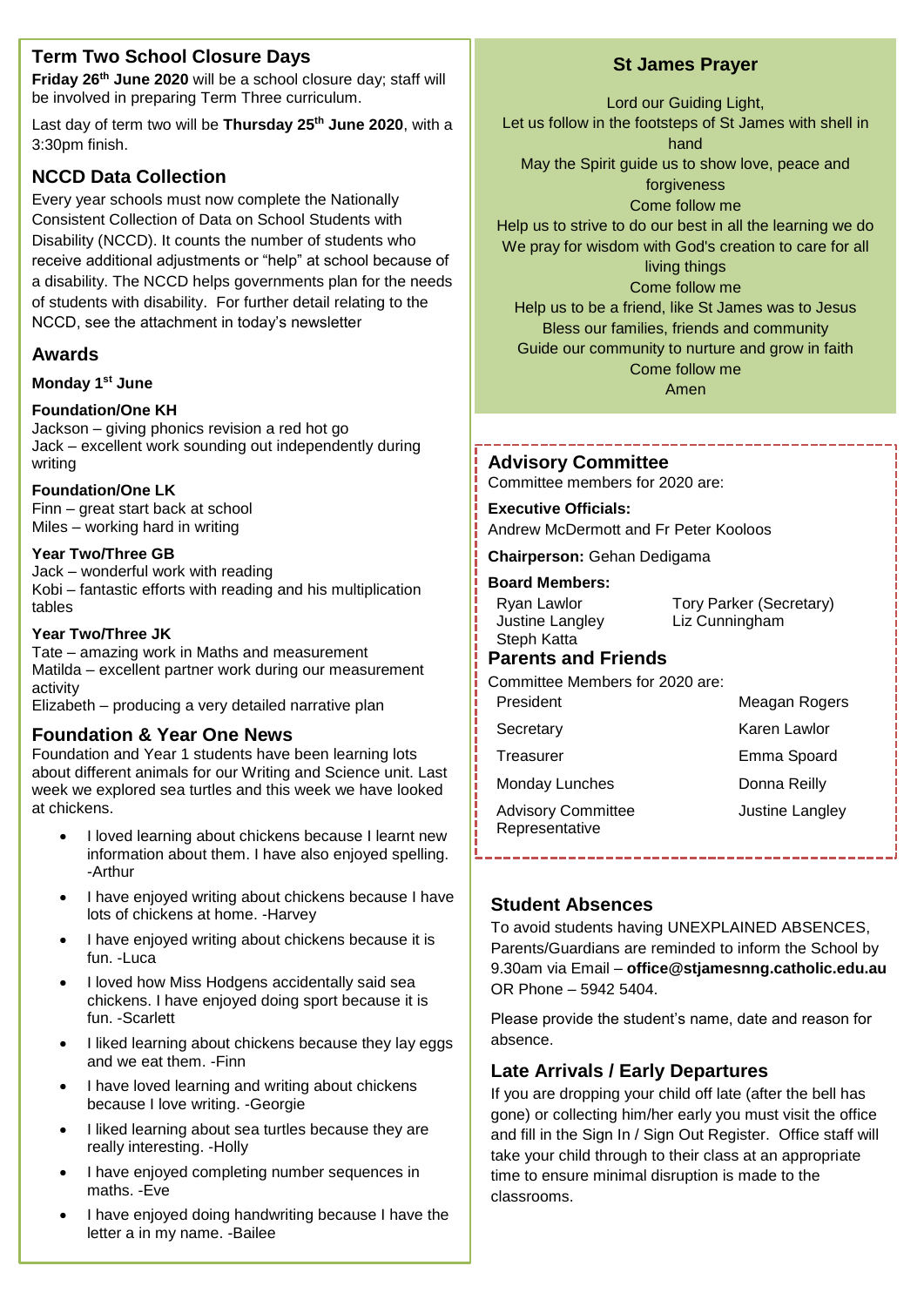## Term Two School Closure Days

**Friday 26th June 2020** will be a school closure day; staff will be involved in preparing Term Three curriculum.

Last day of term two will be **Thursday 25th June 2020**, with a 3:30pm finish.

## NCCD Data Collection

Every year schools must now complete the Nationally Consistent Collection of Data on School Students with Disability (NCCD). It counts the number of students who receive additional adjustments or "help" at school because of a disability. The NCCD helps governments plan for the needs of students with disability. For further detail relating to the NCCD, see the attachment in today's newsletter

## Awards

**Monday 1st June**

**Foundation/One KH**
Jackson – giving phonics revision a red hot go
Jack – excellent work sounding out independently during writing

**Foundation/One LK**
Finn – great start back at school
Miles – working hard in writing

**Year Two/Three GB**
Jack – wonderful work with reading
Kobi – fantastic efforts with reading and his multiplication tables

**Year Two/Three JK**
Tate – amazing work in Maths and measurement
Matilda – excellent partner work during our measurement activity
Elizabeth – producing a very detailed narrative plan

## Foundation & Year One News

Foundation and Year 1 students have been learning lots about different animals for our Writing and Science unit. Last week we explored sea turtles and this week we have looked at chickens.

- I loved learning about chickens because I learnt new information about them. I have also enjoyed spelling. -Arthur
- I have enjoyed writing about chickens because I have lots of chickens at home. -Harvey
- I have enjoyed writing about chickens because it is fun. -Luca
- I loved how Miss Hodgens accidentally said sea chickens. I have enjoyed doing sport because it is fun. -Scarlett
- I liked learning about chickens because they lay eggs and we eat them. -Finn
- I have loved learning and writing about chickens because I love writing. -Georgie
- I liked learning about sea turtles because they are really interesting. -Holly
- I have enjoyed completing number sequences in maths. -Eve
- I have enjoyed doing handwriting because I have the letter a in my name. -Bailee

## St James Prayer

Lord our Guiding Light,
Let us follow in the footsteps of St James with shell in hand
May the Spirit guide us to show love, peace and forgiveness
Come follow me
Help us to strive to do our best in all the learning we do
We pray for wisdom with God's creation to care for all living things
Come follow me
Help us to be a friend, like St James was to Jesus
Bless our families, friends and community
Guide our community to nurture and grow in faith
Come follow me
Amen

## Advisory Committee

Committee members for 2020 are:

**Executive Officials:**
Andrew McDermott and Fr Peter Kooloos

**Chairperson:** Gehan Dedigama

**Board Members:**

Ryan Lawlor
Justine Langley
Steph Katta
Tory Parker (Secretary)
Liz Cunningham

## Parents and Friends

Committee Members for 2020 are:

| | |
|---|---|
| President | Meagan Rogers |
| Secretary | Karen Lawlor |
| Treasurer | Emma Spoard |
| Monday Lunches | Donna Reilly |
| Advisory Committee Representative | Justine Langley |

## Student Absences

To avoid students having UNEXPLAINED ABSENCES, Parents/Guardians are reminded to inform the School by 9.30am via Email – **office@stjamesnng.catholic.edu.au** OR Phone – 5942 5404.

Please provide the student's name, date and reason for absence.

## Late Arrivals / Early Departures

If you are dropping your child off late (after the bell has gone) or collecting him/her early you must visit the office and fill in the Sign In / Sign Out Register. Office staff will take your child through to their class at an appropriate time to ensure minimal disruption is made to the classrooms.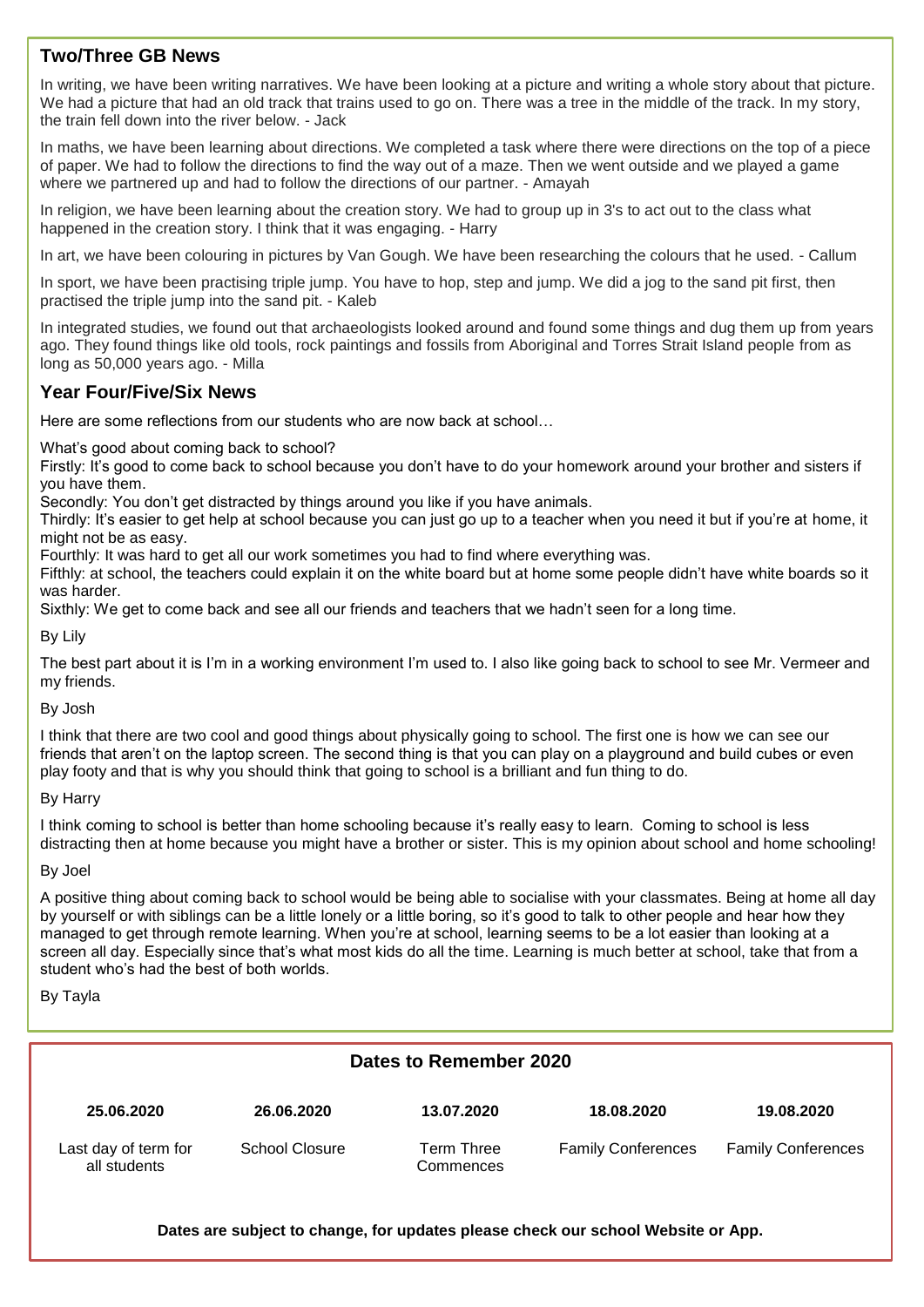## Two/Three GB News

In writing, we have been writing narratives. We have been looking at a picture and writing a whole story about that picture. We had a picture that had an old track that trains used to go on. There was a tree in the middle of the track. In my story, the train fell down into the river below. - Jack

In maths, we have been learning about directions. We completed a task where there were directions on the top of a piece of paper. We had to follow the directions to find the way out of a maze. Then we went outside and we played a game where we partnered up and had to follow the directions of our partner. - Amayah

In religion, we have been learning about the creation story. We had to group up in 3's to act out to the class what happened in the creation story. I think that it was engaging. - Harry

In art, we have been colouring in pictures by Van Gough. We have been researching the colours that he used. - Callum

In sport, we have been practising triple jump. You have to hop, step and jump. We did a jog to the sand pit first, then practised the triple jump into the sand pit. - Kaleb

In integrated studies, we found out that archaeologists looked around and found some things and dug them up from years ago. They found things like old tools, rock paintings and fossils from Aboriginal and Torres Strait Island people from as long as 50,000 years ago. - Milla

## Year Four/Five/Six News

Here are some reflections from our students who are now back at school…

What's good about coming back to school?

Firstly: It's good to come back to school because you don't have to do your homework around your brother and sisters if you have them.

Secondly: You don't get distracted by things around you like if you have animals.

Thirdly: It's easier to get help at school because you can just go up to a teacher when you need it but if you're at home, it might not be as easy.

Fourthly: It was hard to get all our work sometimes you had to find where everything was.

Fifthly: at school, the teachers could explain it on the white board but at home some people didn't have white boards so it was harder.

Sixthly: We get to come back and see all our friends and teachers that we hadn't seen for a long time.

By Lily

The best part about it is I'm in a working environment I'm used to. I also like going back to school to see Mr. Vermeer and my friends.

By Josh

I think that there are two cool and good things about physically going to school. The first one is how we can see our friends that aren't on the laptop screen. The second thing is that you can play on a playground and build cubes or even play footy and that is why you should think that going to school is a brilliant and fun thing to do.

By Harry

I think coming to school is better than home schooling because it's really easy to learn. Coming to school is less distracting then at home because you might have a brother or sister. This is my opinion about school and home schooling!

By Joel

A positive thing about coming back to school would be being able to socialise with your classmates. Being at home all day by yourself or with siblings can be a little lonely or a little boring, so it's good to talk to other people and hear how they managed to get through remote learning. When you're at school, learning seems to be a lot easier than looking at a screen all day. Especially since that's what most kids do all the time. Learning is much better at school, take that from a student who's had the best of both worlds.

By Tayla

## Dates to Remember 2020

| 25.06.2020 | 26.06.2020 | 13.07.2020 | 18.08.2020 | 19.08.2020 |
|---|---|---|---|---|
| Last day of term for all students | School Closure | Term Three Commences | Family Conferences | Family Conferences |

**Dates are subject to change, for updates please check our school Website or App.**